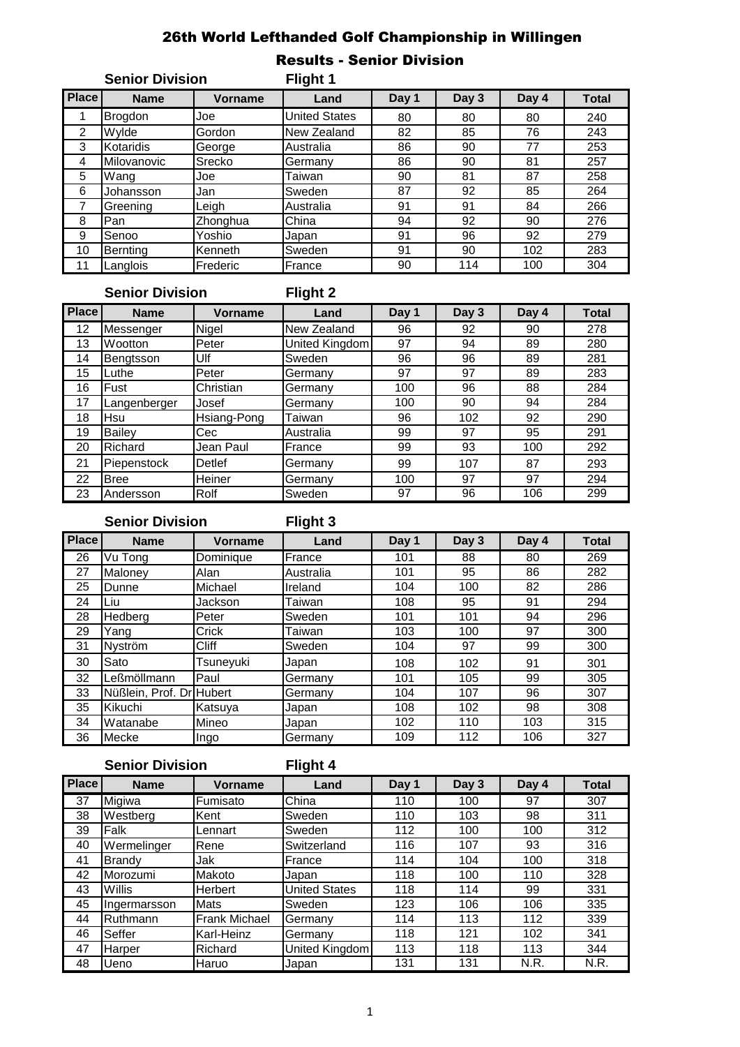# 26th World Lefthanded Golf Championship in Willingen

## Results - Senior Division

### Senior Division — Flight 1

| Place | Name | Vorname | Land | Day 1 | Day 3 | Day 4 | Total |
|---|---|---|---|---|---|---|---|
| 1 | Brogdon | Joe | United States | 80 | 80 | 80 | 240 |
| 2 | Wylde | Gordon | New Zealand | 82 | 85 | 76 | 243 |
| 3 | Kotaridis | George | Australia | 86 | 90 | 77 | 253 |
| 4 | Milovanovic | Srecko | Germany | 86 | 90 | 81 | 257 |
| 5 | Wang | Joe | Taiwan | 90 | 81 | 87 | 258 |
| 6 | Johansson | Jan | Sweden | 87 | 92 | 85 | 264 |
| 7 | Greening | Leigh | Australia | 91 | 91 | 84 | 266 |
| 8 | Pan | Zhonghua | China | 94 | 92 | 90 | 276 |
| 9 | Senoo | Yoshio | Japan | 91 | 96 | 92 | 279 |
| 10 | Bernting | Kenneth | Sweden | 91 | 90 | 102 | 283 |
| 11 | Langlois | Frederic | France | 90 | 114 | 100 | 304 |

### Senior Division — Flight 2

| Place | Name | Vorname | Land | Day 1 | Day 3 | Day 4 | Total |
|---|---|---|---|---|---|---|---|
| 12 | Messenger | Nigel | New Zealand | 96 | 92 | 90 | 278 |
| 13 | Wootton | Peter | United Kingdom | 97 | 94 | 89 | 280 |
| 14 | Bengtsson | Ulf | Sweden | 96 | 96 | 89 | 281 |
| 15 | Luthe | Peter | Germany | 97 | 97 | 89 | 283 |
| 16 | Fust | Christian | Germany | 100 | 96 | 88 | 284 |
| 17 | Langenberger | Josef | Germany | 100 | 90 | 94 | 284 |
| 18 | Hsu | Hsiang-Pong | Taiwan | 96 | 102 | 92 | 290 |
| 19 | Bailey | Cec | Australia | 99 | 97 | 95 | 291 |
| 20 | Richard | Jean Paul | France | 99 | 93 | 100 | 292 |
| 21 | Piepenstock | Detlef | Germany | 99 | 107 | 87 | 293 |
| 22 | Bree | Heiner | Germany | 100 | 97 | 97 | 294 |
| 23 | Andersson | Rolf | Sweden | 97 | 96 | 106 | 299 |

### Senior Division — Flight 3

| Place | Name | Vorname | Land | Day 1 | Day 3 | Day 4 | Total |
|---|---|---|---|---|---|---|---|
| 26 | Vu Tong | Dominique | France | 101 | 88 | 80 | 269 |
| 27 | Maloney | Alan | Australia | 101 | 95 | 86 | 282 |
| 25 | Dunne | Michael | Ireland | 104 | 100 | 82 | 286 |
| 24 | Liu | Jackson | Taiwan | 108 | 95 | 91 | 294 |
| 28 | Hedberg | Peter | Sweden | 101 | 101 | 94 | 296 |
| 29 | Yang | Crick | Taiwan | 103 | 100 | 97 | 300 |
| 31 | Nyström | Cliff | Sweden | 104 | 97 | 99 | 300 |
| 30 | Sato | Tsuneyuki | Japan | 108 | 102 | 91 | 301 |
| 32 | Leßmöllmann | Paul | Germany | 101 | 105 | 99 | 305 |
| 33 | Nüßlein, Prof. Dr | Hubert | Germany | 104 | 107 | 96 | 307 |
| 35 | Kikuchi | Katsuya | Japan | 108 | 102 | 98 | 308 |
| 34 | Watanabe | Mineo | Japan | 102 | 110 | 103 | 315 |
| 36 | Mecke | Ingo | Germany | 109 | 112 | 106 | 327 |

### Senior Division — Flight 4

| Place | Name | Vorname | Land | Day 1 | Day 3 | Day 4 | Total |
|---|---|---|---|---|---|---|---|
| 37 | Migiwa | Fumisato | China | 110 | 100 | 97 | 307 |
| 38 | Westberg | Kent | Sweden | 110 | 103 | 98 | 311 |
| 39 | Falk | Lennart | Sweden | 112 | 100 | 100 | 312 |
| 40 | Wermelinger | Rene | Switzerland | 116 | 107 | 93 | 316 |
| 41 | Brandy | Jak | France | 114 | 104 | 100 | 318 |
| 42 | Morozumi | Makoto | Japan | 118 | 100 | 110 | 328 |
| 43 | Willis | Herbert | United States | 118 | 114 | 99 | 331 |
| 45 | Ingermarsson | Mats | Sweden | 123 | 106 | 106 | 335 |
| 44 | Ruthmann | Frank Michael | Germany | 114 | 113 | 112 | 339 |
| 46 | Seffer | Karl-Heinz | Germany | 118 | 121 | 102 | 341 |
| 47 | Harper | Richard | United Kingdom | 113 | 118 | 113 | 344 |
| 48 | Ueno | Haruo | Japan | 131 | 131 | N.R. | N.R. |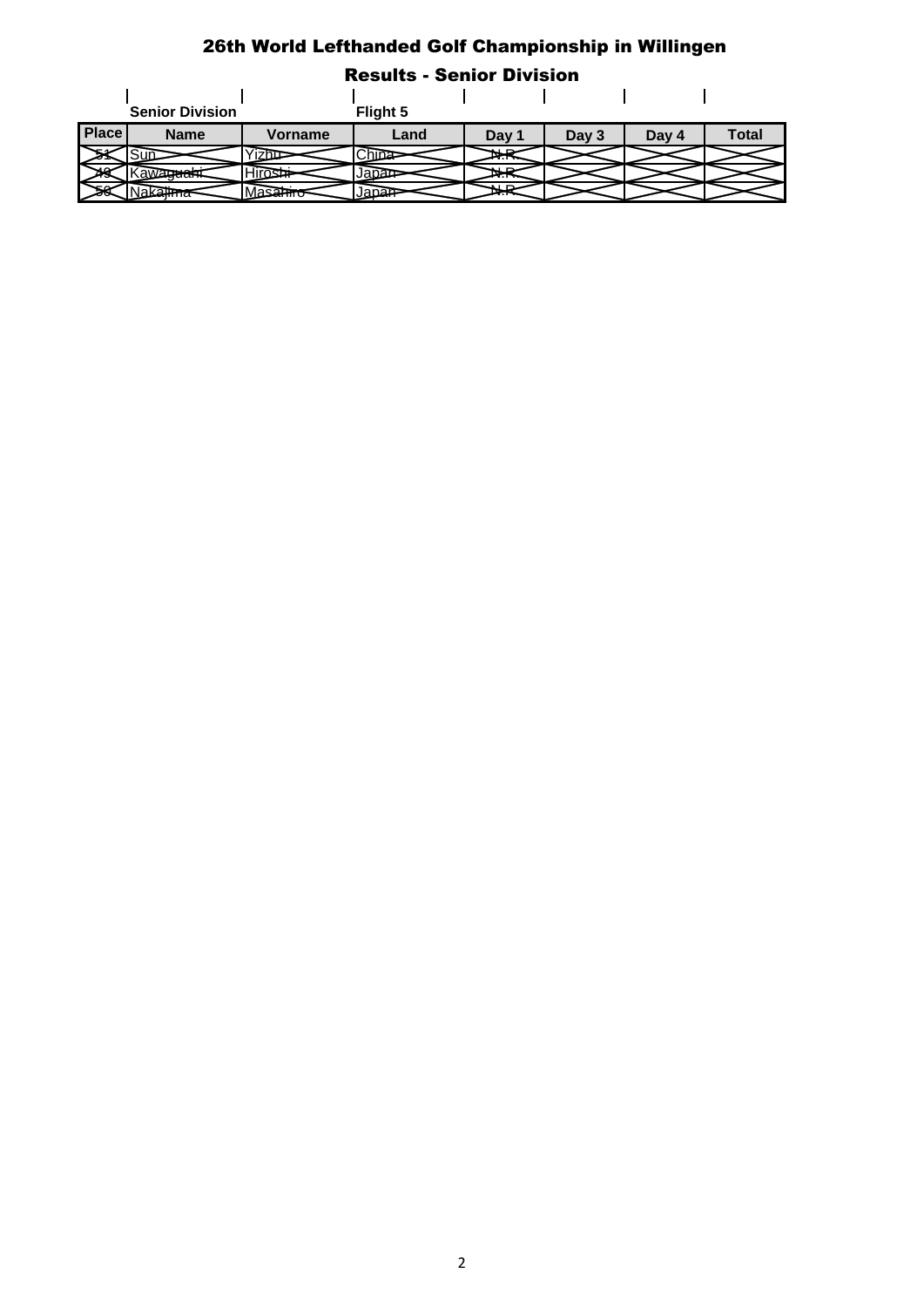# 26th World Lefthanded Golf Championship in Willingen

## Results - Senior Division

**Senior Division** **Flight 5**

| Place | Name | Vorname | Land | Day 1 | Day 3 | Day 4 | Total |
|---|---|---|---|---|---|---|---|
| 51 | Sun | Yizhu | China | N.R. | | | |
| 49 | Kawaguchi | Hiroshi | Japan | N.R. | | | |
| 50 | Nakajima | Masahiro | Japan | N.R. | | | |